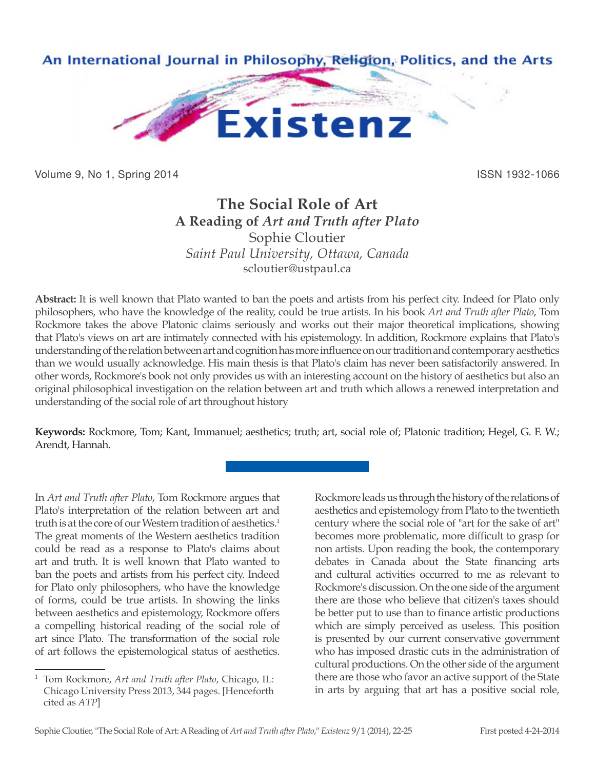# The Social Role of Art

## A Reading of *Art and Truth after Plato*

Sophie Cloutier

*Saint Paul University, Ottawa, Canada*

scloutier@ustpaul.ca

**Abstract:** It is well known that Plato wanted to ban the poets and artists from his perfect city. Indeed for Plato only philosophers, who have the knowledge of the reality, could be true artists. In his book *Art and Truth after Plato*, Tom Rockmore takes the above Platonic claims seriously and works out their major theoretical implications, showing that Plato's views on art are intimately connected with his epistemology. In addition, Rockmore explains that Plato's understanding of the relation between art and cognition has more influence on our tradition and contemporary aesthetics than we would usually acknowledge. His main thesis is that Plato's claim has never been satisfactorily answered. In other words, Rockmore's book not only provides us with an interesting account on the history of aesthetics but also an original philosophical investigation on the relation between art and truth which allows a renewed interpretation and understanding of the social role of art throughout history

**Keywords:** Rockmore, Tom; Kant, Immanuel; aesthetics; truth; art, social role of; Platonic tradition; Hegel, G. F. W.; Arendt, Hannah.

In *Art and Truth after Plato*, Tom Rockmore argues that Plato's interpretation of the relation between art and truth is at the core of our Western tradition of aesthetics.[1] The great moments of the Western aesthetics tradition could be read as a response to Plato's claims about art and truth. It is well known that Plato wanted to ban the poets and artists from his perfect city. Indeed for Plato only philosophers, who have the knowledge of forms, could be true artists. In showing the links between aesthetics and epistemology, Rockmore offers a compelling historical reading of the social role of art since Plato. The transformation of the social role of art follows the epistemological status of aesthetics. Rockmore leads us through the history of the relations of aesthetics and epistemology from Plato to the twentieth century where the social role of "art for the sake of art" becomes more problematic, more difficult to grasp for non artists. Upon reading the book, the contemporary debates in Canada about the State financing arts and cultural activities occurred to me as relevant to Rockmore's discussion. On the one side of the argument there are those who believe that citizen's taxes should be better put to use than to finance artistic productions which are simply perceived as useless. This position is presented by our current conservative government who has imposed drastic cuts in the administration of cultural productions. On the other side of the argument there are those who favor an active support of the State in arts by arguing that art has a positive social role,

---

[1] Tom Rockmore, *Art and Truth after Plato*, Chicago, IL: Chicago University Press 2013, 344 pages. [Henceforth cited as *ATP*]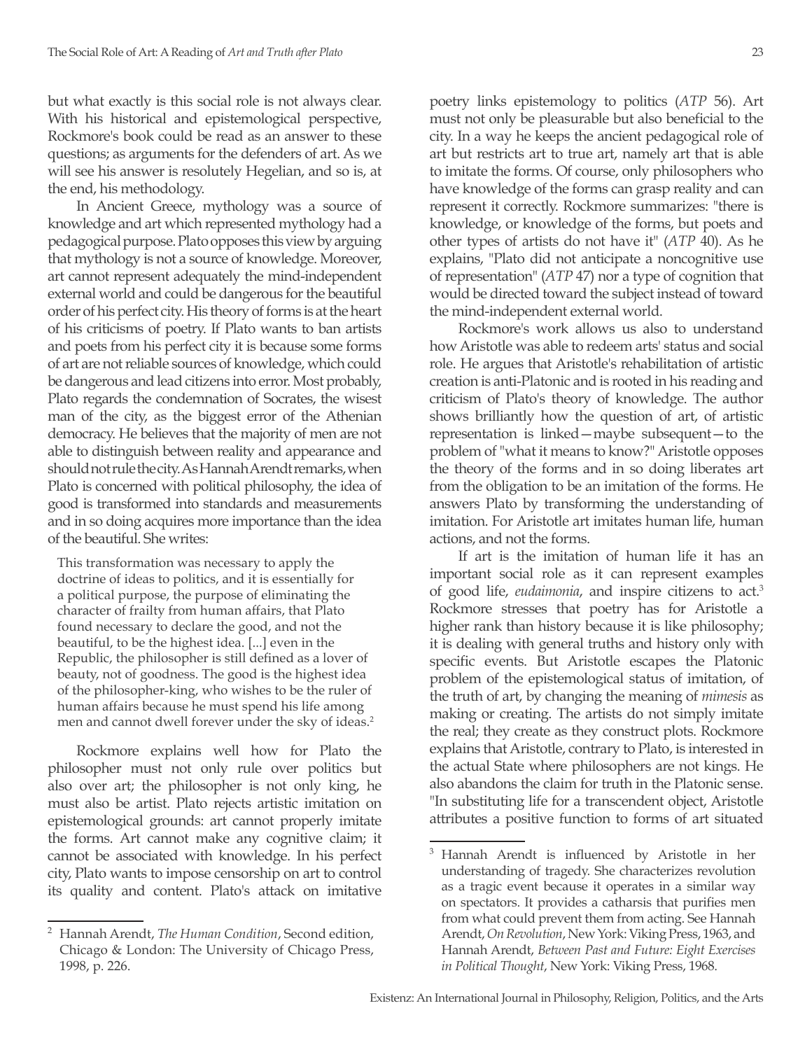but what exactly is this social role is not always clear. With his historical and epistemological perspective, Rockmore's book could be read as an answer to these questions; as arguments for the defenders of art. As we will see his answer is resolutely Hegelian, and so is, at the end, his methodology.

In Ancient Greece, mythology was a source of knowledge and art which represented mythology had a pedagogical purpose. Plato opposes this view by arguing that mythology is not a source of knowledge. Moreover, art cannot represent adequately the mind-independent external world and could be dangerous for the beautiful order of his perfect city. His theory of forms is at the heart of his criticisms of poetry. If Plato wants to ban artists and poets from his perfect city it is because some forms of art are not reliable sources of knowledge, which could be dangerous and lead citizens into error. Most probably, Plato regards the condemnation of Socrates, the wisest man of the city, as the biggest error of the Athenian democracy. He believes that the majority of men are not able to distinguish between reality and appearance and should not rule the city. As Hannah Arendt remarks, when Plato is concerned with political philosophy, the idea of good is transformed into standards and measurements and in so doing acquires more importance than the idea of the beautiful. She writes:

> This transformation was necessary to apply the doctrine of ideas to politics, and it is essentially for a political purpose, the purpose of eliminating the character of frailty from human affairs, that Plato found necessary to declare the good, and not the beautiful, to be the highest idea. [...] even in the Republic, the philosopher is still defined as a lover of beauty, not of goodness. The good is the highest idea of the philosopher-king, who wishes to be the ruler of human affairs because he must spend his life among men and cannot dwell forever under the sky of ideas.[2]

Rockmore explains well how for Plato the philosopher must not only rule over politics but also over art; the philosopher is not only king, he must also be artist. Plato rejects artistic imitation on epistemological grounds: art cannot properly imitate the forms. Art cannot make any cognitive claim; it cannot be associated with knowledge. In his perfect city, Plato wants to impose censorship on art to control its quality and content. Plato's attack on imitative poetry links epistemology to politics (*ATP* 56). Art must not only be pleasurable but also beneficial to the city. In a way he keeps the ancient pedagogical role of art but restricts art to true art, namely art that is able to imitate the forms. Of course, only philosophers who have knowledge of the forms can grasp reality and can represent it correctly. Rockmore summarizes: "there is knowledge, or knowledge of the forms, but poets and other types of artists do not have it" (*ATP* 40). As he explains, "Plato did not anticipate a noncognitive use of representation" (*ATP* 47) nor a type of cognition that would be directed toward the subject instead of toward the mind-independent external world.

Rockmore's work allows us also to understand how Aristotle was able to redeem arts' status and social role. He argues that Aristotle's rehabilitation of artistic creation is anti-Platonic and is rooted in his reading and criticism of Plato's theory of knowledge. The author shows brilliantly how the question of art, of artistic representation is linked—maybe subsequent—to the problem of "what it means to know?" Aristotle opposes the theory of the forms and in so doing liberates art from the obligation to be an imitation of the forms. He answers Plato by transforming the understanding of imitation. For Aristotle art imitates human life, human actions, and not the forms.

If art is the imitation of human life it has an important social role as it can represent examples of good life, *eudaimonia*, and inspire citizens to act.[3] Rockmore stresses that poetry has for Aristotle a higher rank than history because it is like philosophy; it is dealing with general truths and history only with specific events. But Aristotle escapes the Platonic problem of the epistemological status of imitation, of the truth of art, by changing the meaning of *mimesis* as making or creating. The artists do not simply imitate the real; they create as they construct plots. Rockmore explains that Aristotle, contrary to Plato, is interested in the actual State where philosophers are not kings. He also abandons the claim for truth in the Platonic sense. "In substituting life for a transcendent object, Aristotle attributes a positive function to forms of art situated

---

[2] Hannah Arendt, *The Human Condition*, Second edition, Chicago & London: The University of Chicago Press, 1998, p. 226.

[3] Hannah Arendt is influenced by Aristotle in her understanding of tragedy. She characterizes revolution as a tragic event because it operates in a similar way on spectators. It provides a catharsis that purifies men from what could prevent them from acting. See Hannah Arendt, *On Revolution*, New York: Viking Press, 1963, and Hannah Arendt, *Between Past and Future: Eight Exercises in Political Thought*, New York: Viking Press, 1968.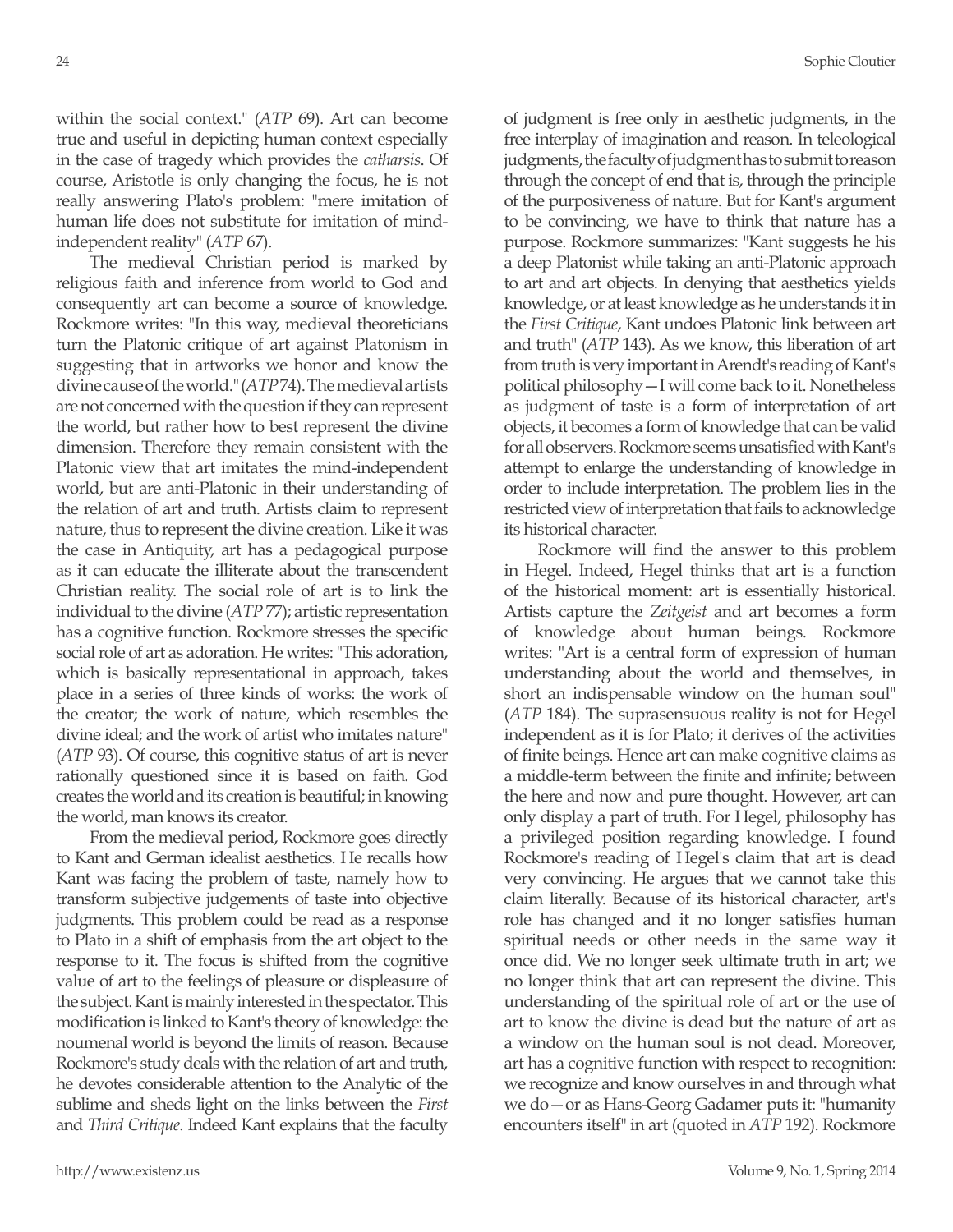within the social context." (*ATP* 69). Art can become true and useful in depicting human context especially in the case of tragedy which provides the *catharsis*. Of course, Aristotle is only changing the focus, he is not really answering Plato's problem: "mere imitation of human life does not substitute for imitation of mind-independent reality" (*ATP* 67).

The medieval Christian period is marked by religious faith and inference from world to God and consequently art can become a source of knowledge. Rockmore writes: "In this way, medieval theoreticians turn the Platonic critique of art against Platonism in suggesting that in artworks we honor and know the divine cause of the world." (*ATP* 74). The medieval artists are not concerned with the question if they can represent the world, but rather how to best represent the divine dimension. Therefore they remain consistent with the Platonic view that art imitates the mind-independent world, but are anti-Platonic in their understanding of the relation of art and truth. Artists claim to represent nature, thus to represent the divine creation. Like it was the case in Antiquity, art has a pedagogical purpose as it can educate the illiterate about the transcendent Christian reality. The social role of art is to link the individual to the divine (*ATP* 77); artistic representation has a cognitive function. Rockmore stresses the specific social role of art as adoration. He writes: "This adoration, which is basically representational in approach, takes place in a series of three kinds of works: the work of the creator; the work of nature, which resembles the divine ideal; and the work of artist who imitates nature" (*ATP* 93). Of course, this cognitive status of art is never rationally questioned since it is based on faith. God creates the world and its creation is beautiful; in knowing the world, man knows its creator.

From the medieval period, Rockmore goes directly to Kant and German idealist aesthetics. He recalls how Kant was facing the problem of taste, namely how to transform subjective judgements of taste into objective judgments. This problem could be read as a response to Plato in a shift of emphasis from the art object to the response to it. The focus is shifted from the cognitive value of art to the feelings of pleasure or displeasure of the subject. Kant is mainly interested in the spectator. This modification is linked to Kant's theory of knowledge: the noumenal world is beyond the limits of reason. Because Rockmore's study deals with the relation of art and truth, he devotes considerable attention to the Analytic of the sublime and sheds light on the links between the *First* and *Third Critique*. Indeed Kant explains that the faculty of judgment is free only in aesthetic judgments, in the free interplay of imagination and reason. In teleological judgments, the faculty of judgment has to submit to reason through the concept of end that is, through the principle of the purposiveness of nature. But for Kant's argument to be convincing, we have to think that nature has a purpose. Rockmore summarizes: "Kant suggests he his a deep Platonist while taking an anti-Platonic approach to art and art objects. In denying that aesthetics yields knowledge, or at least knowledge as he understands it in the *First Critique*, Kant undoes Platonic link between art and truth" (*ATP* 143). As we know, this liberation of art from truth is very important in Arendt's reading of Kant's political philosophy—I will come back to it. Nonetheless as judgment of taste is a form of interpretation of art objects, it becomes a form of knowledge that can be valid for all observers. Rockmore seems unsatisfied with Kant's attempt to enlarge the understanding of knowledge in order to include interpretation. The problem lies in the restricted view of interpretation that fails to acknowledge its historical character.

Rockmore will find the answer to this problem in Hegel. Indeed, Hegel thinks that art is a function of the historical moment: art is essentially historical. Artists capture the *Zeitgeist* and art becomes a form of knowledge about human beings. Rockmore writes: "Art is a central form of expression of human understanding about the world and themselves, in short an indispensable window on the human soul" (*ATP* 184). The suprasensuous reality is not for Hegel independent as it is for Plato; it derives of the activities of finite beings. Hence art can make cognitive claims as a middle-term between the finite and infinite; between the here and now and pure thought. However, art can only display a part of truth. For Hegel, philosophy has a privileged position regarding knowledge. I found Rockmore's reading of Hegel's claim that art is dead very convincing. He argues that we cannot take this claim literally. Because of its historical character, art's role has changed and it no longer satisfies human spiritual needs or other needs in the same way it once did. We no longer seek ultimate truth in art; we no longer think that art can represent the divine. This understanding of the spiritual role of art or the use of art to know the divine is dead but the nature of art as a window on the human soul is not dead. Moreover, art has a cognitive function with respect to recognition: we recognize and know ourselves in and through what we do—or as Hans-Georg Gadamer puts it: "humanity encounters itself" in art (quoted in *ATP* 192). Rockmore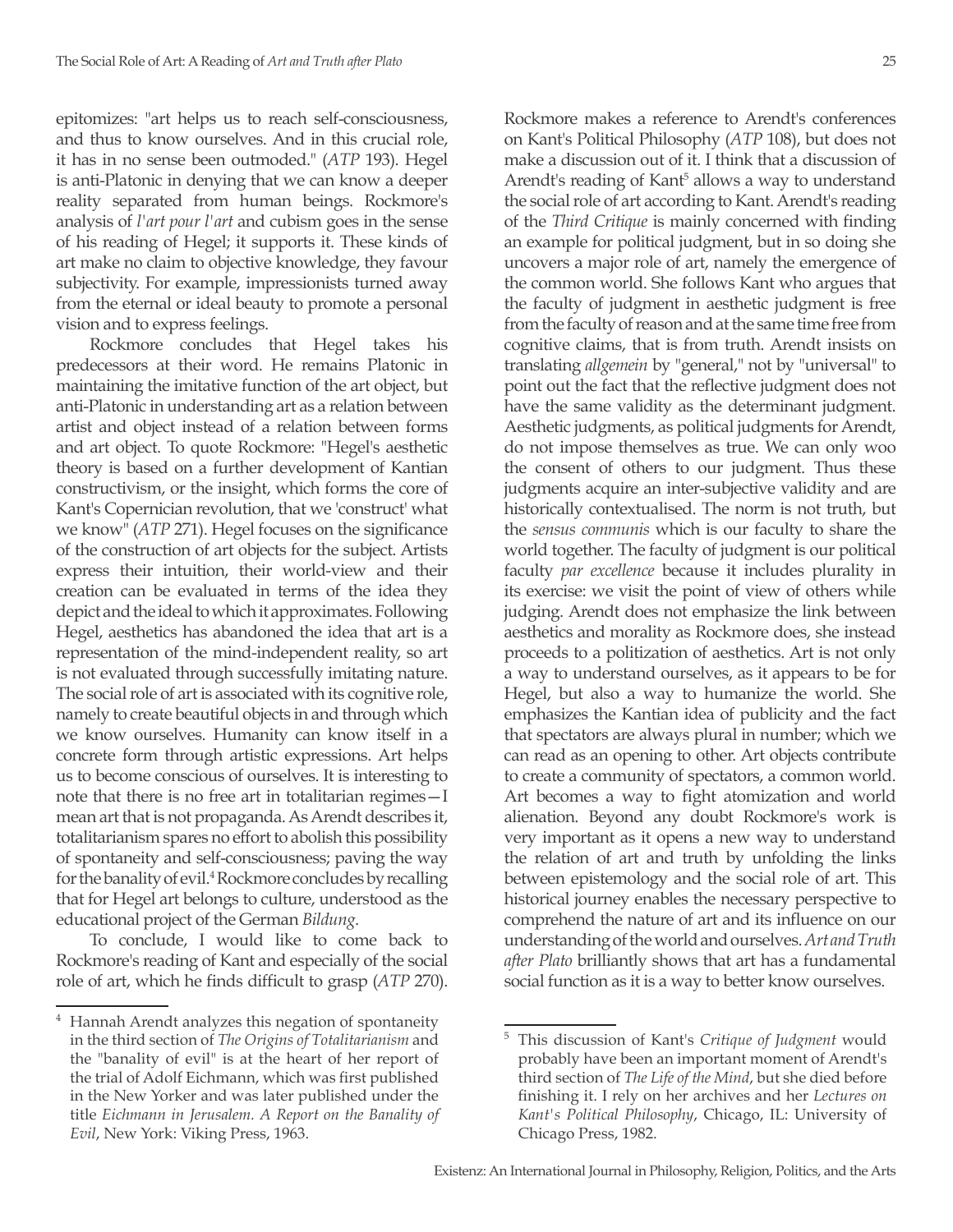epitomizes: "art helps us to reach self-consciousness, and thus to know ourselves. And in this crucial role, it has in no sense been outmoded." (*ATP* 193). Hegel is anti-Platonic in denying that we can know a deeper reality separated from human beings. Rockmore's analysis of *l'art pour l'art* and cubism goes in the sense of his reading of Hegel; it supports it. These kinds of art make no claim to objective knowledge, they favour subjectivity. For example, impressionists turned away from the eternal or ideal beauty to promote a personal vision and to express feelings.

Rockmore concludes that Hegel takes his predecessors at their word. He remains Platonic in maintaining the imitative function of the art object, but anti-Platonic in understanding art as a relation between artist and object instead of a relation between forms and art object. To quote Rockmore: "Hegel's aesthetic theory is based on a further development of Kantian constructivism, or the insight, which forms the core of Kant's Copernician revolution, that we 'construct' what we know" (*ATP* 271). Hegel focuses on the significance of the construction of art objects for the subject. Artists express their intuition, their world-view and their creation can be evaluated in terms of the idea they depict and the ideal to which it approximates. Following Hegel, aesthetics has abandoned the idea that art is a representation of the mind-independent reality, so art is not evaluated through successfully imitating nature. The social role of art is associated with its cognitive role, namely to create beautiful objects in and through which we know ourselves. Humanity can know itself in a concrete form through artistic expressions. Art helps us to become conscious of ourselves. It is interesting to note that there is no free art in totalitarian regimes—I mean art that is not propaganda. As Arendt describes it, totalitarianism spares no effort to abolish this possibility of spontaneity and self-consciousness; paving the way for the banality of evil.[4] Rockmore concludes by recalling that for Hegel art belongs to culture, understood as the educational project of the German *Bildung*.

To conclude, I would like to come back to Rockmore's reading of Kant and especially of the social role of art, which he finds difficult to grasp (*ATP* 270). Rockmore makes a reference to Arendt's conferences on Kant's Political Philosophy (*ATP* 108), but does not make a discussion out of it. I think that a discussion of Arendt's reading of Kant[5] allows a way to understand the social role of art according to Kant. Arendt's reading of the *Third Critique* is mainly concerned with finding an example for political judgment, but in so doing she uncovers a major role of art, namely the emergence of the common world. She follows Kant who argues that the faculty of judgment in aesthetic judgment is free from the faculty of reason and at the same time free from cognitive claims, that is from truth. Arendt insists on translating *allgemein* by "general," not by "universal" to point out the fact that the reflective judgment does not have the same validity as the determinant judgment. Aesthetic judgments, as political judgments for Arendt, do not impose themselves as true. We can only woo the consent of others to our judgment. Thus these judgments acquire an inter-subjective validity and are historically contextualised. The norm is not truth, but the *sensus communis* which is our faculty to share the world together. The faculty of judgment is our political faculty *par excellence* because it includes plurality in its exercise: we visit the point of view of others while judging. Arendt does not emphasize the link between aesthetics and morality as Rockmore does, she instead proceeds to a politization of aesthetics. Art is not only a way to understand ourselves, as it appears to be for Hegel, but also a way to humanize the world. She emphasizes the Kantian idea of publicity and the fact that spectators are always plural in number; which we can read as an opening to other. Art objects contribute to create a community of spectators, a common world. Art becomes a way to fight atomization and world alienation. Beyond any doubt Rockmore's work is very important as it opens a new way to understand the relation of art and truth by unfolding the links between epistemology and the social role of art. This historical journey enables the necessary perspective to comprehend the nature of art and its influence on our understanding of the world and ourselves. *Art and Truth after Plato* brilliantly shows that art has a fundamental social function as it is a way to better know ourselves.

---

[4] Hannah Arendt analyzes this negation of spontaneity in the third section of *The Origins of Totalitarianism* and the "banality of evil" is at the heart of her report of the trial of Adolf Eichmann, which was first published in the New Yorker and was later published under the title *Eichmann in Jerusalem. A Report on the Banality of Evil*, New York: Viking Press, 1963.

[5] This discussion of Kant's *Critique of Judgment* would probably have been an important moment of Arendt's third section of *The Life of the Mind*, but she died before finishing it. I rely on her archives and her *Lectures on Kant's Political Philosophy*, Chicago, IL: University of Chicago Press, 1982.